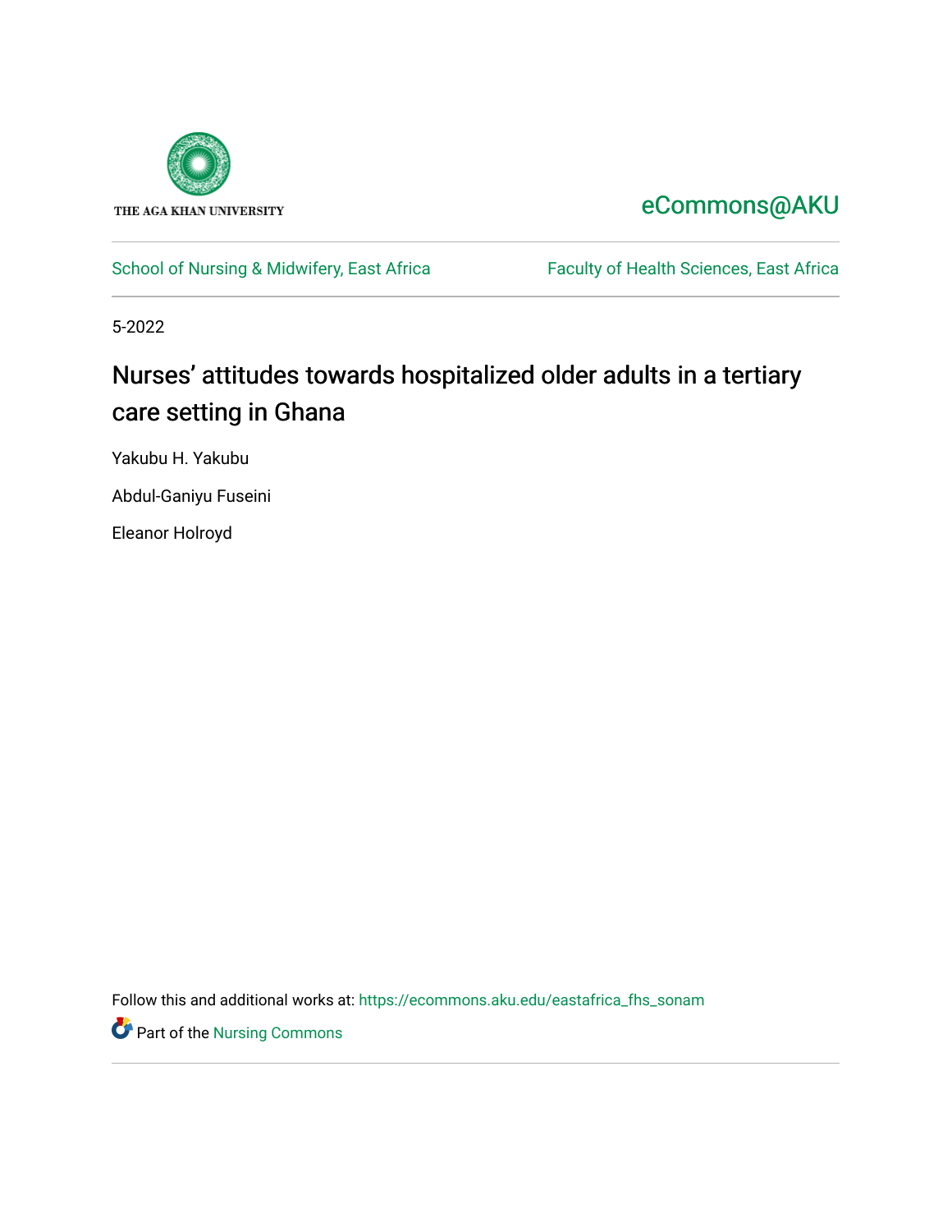THE AGA KHAN UNIVERSITY

eCommons@AKU

School of Nursing & Midwifery, East Africa

Faculty of Health Sciences, East Africa

5-2022

# Nurses' attitudes towards hospitalized older adults in a tertiary care setting in Ghana

Yakubu H. Yakubu

Abdul-Ganiyu Fuseini

Eleanor Holroyd

Follow this and additional works at: https://ecommons.aku.edu/eastafrica_fhs_sonam

Part of the Nursing Commons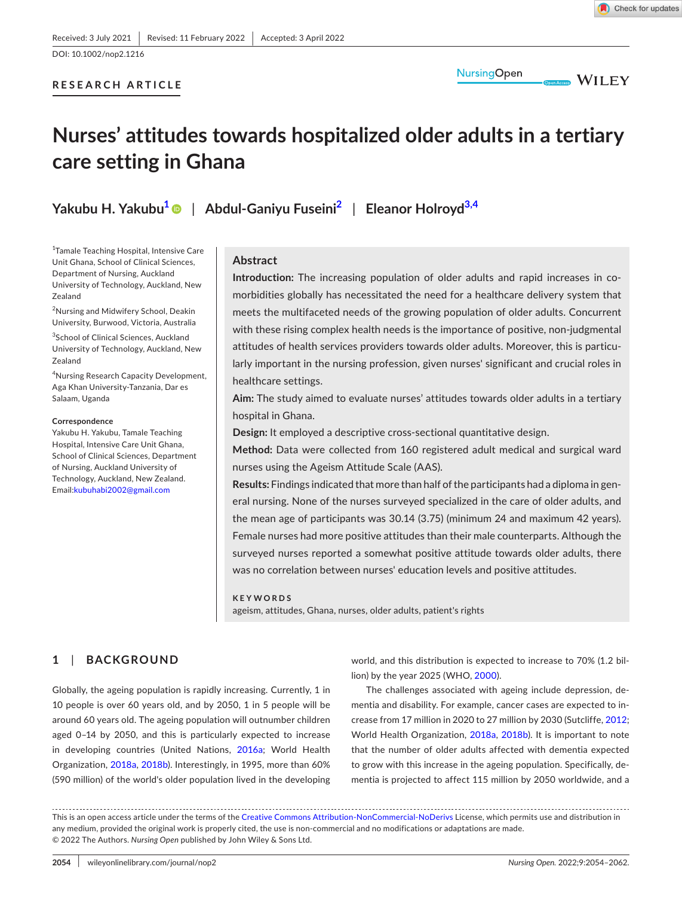Received: 3 July 2021 | Revised: 11 February 2022 | Accepted: 3 April 2022

DOI: 10.1002/nop2.1216

RESEARCH ARTICLE

# Nurses' attitudes towards hospitalized older adults in a tertiary care setting in Ghana

**Yakubu H. Yakubu[1] | Abdul-Ganiyu Fuseini[2] | Eleanor Holroyd[3,4]**

[1]Tamale Teaching Hospital, Intensive Care Unit Ghana, School of Clinical Sciences, Department of Nursing, Auckland University of Technology, Auckland, New Zealand

[2]Nursing and Midwifery School, Deakin University, Burwood, Victoria, Australia

[3]School of Clinical Sciences, Auckland University of Technology, Auckland, New Zealand

[4]Nursing Research Capacity Development, Aga Khan University-Tanzania, Dar es Salaam, Uganda

**Correspondence**

Yakubu H. Yakubu, Tamale Teaching Hospital, Intensive Care Unit Ghana, School of Clinical Sciences, Department of Nursing, Auckland University of Technology, Auckland, New Zealand.
Email: kubuhabi2002@gmail.com

## Abstract

**Introduction:** The increasing population of older adults and rapid increases in co-morbidities globally has necessitated the need for a healthcare delivery system that meets the multifaceted needs of the growing population of older adults. Concurrent with these rising complex health needs is the importance of positive, non-judgmental attitudes of health services providers towards older adults. Moreover, this is particularly important in the nursing profession, given nurses' significant and crucial roles in healthcare settings.

**Aim:** The study aimed to evaluate nurses' attitudes towards older adults in a tertiary hospital in Ghana.

**Design:** It employed a descriptive cross-sectional quantitative design.

**Method:** Data were collected from 160 registered adult medical and surgical ward nurses using the Ageism Attitude Scale (AAS).

**Results:** Findings indicated that more than half of the participants had a diploma in general nursing. None of the nurses surveyed specialized in the care of older adults, and the mean age of participants was 30.14 (3.75) (minimum 24 and maximum 42 years). Female nurses had more positive attitudes than their male counterparts. Although the surveyed nurses reported a somewhat positive attitude towards older adults, there was no correlation between nurses' education levels and positive attitudes.

**KEYWORDS**

ageism, attitudes, Ghana, nurses, older adults, patient's rights

## 1 | BACKGROUND

Globally, the ageing population is rapidly increasing. Currently, 1 in 10 people is over 60 years old, and by 2050, 1 in 5 people will be around 60 years old. The ageing population will outnumber children aged 0–14 by 2050, and this is particularly expected to increase in developing countries (United Nations, 2016a; World Health Organization, 2018a, 2018b). Interestingly, in 1995, more than 60% (590 million) of the world's older population lived in the developing world, and this distribution is expected to increase to 70% (1.2 billion) by the year 2025 (WHO, 2000).

The challenges associated with ageing include depression, dementia and disability. For example, cancer cases are expected to increase from 17 million in 2020 to 27 million by 2030 (Sutcliffe, 2012; World Health Organization, 2018a, 2018b). It is important to note that the number of older adults affected with dementia expected to grow with this increase in the ageing population. Specifically, dementia is projected to affect 115 million by 2050 worldwide, and a

This is an open access article under the terms of the Creative Commons Attribution-NonCommercial-NoDerivs License, which permits use and distribution in any medium, provided the original work is properly cited, the use is non-commercial and no modifications or adaptations are made.
© 2022 The Authors. *Nursing Open* published by John Wiley & Sons Ltd.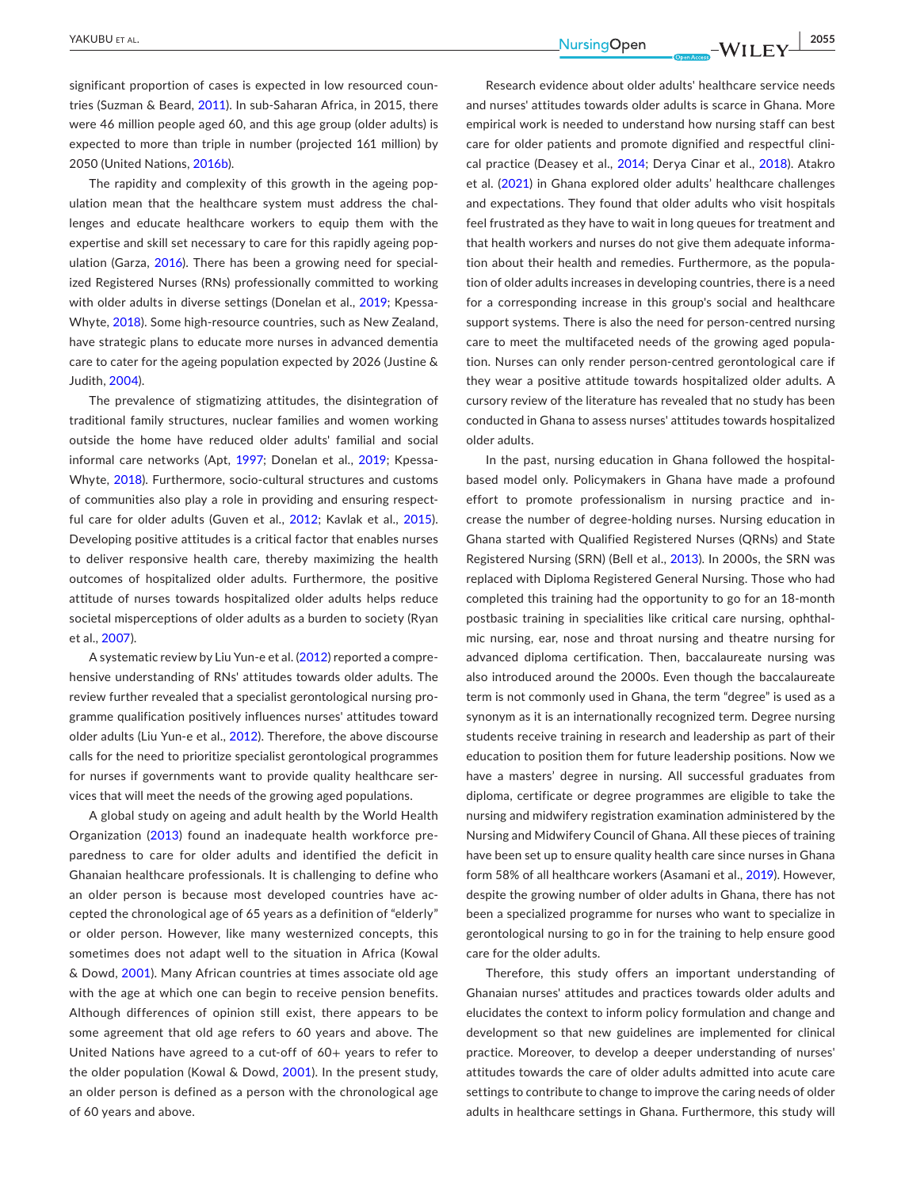significant proportion of cases is expected in low resourced countries (Suzman & Beard, 2011). In sub-Saharan Africa, in 2015, there were 46 million people aged 60, and this age group (older adults) is expected to more than triple in number (projected 161 million) by 2050 (United Nations, 2016b).

The rapidity and complexity of this growth in the ageing population mean that the healthcare system must address the challenges and educate healthcare workers to equip them with the expertise and skill set necessary to care for this rapidly ageing population (Garza, 2016). There has been a growing need for specialized Registered Nurses (RNs) professionally committed to working with older adults in diverse settings (Donelan et al., 2019; Kpessa-Whyte, 2018). Some high-resource countries, such as New Zealand, have strategic plans to educate more nurses in advanced dementia care to cater for the ageing population expected by 2026 (Justine & Judith, 2004).

The prevalence of stigmatizing attitudes, the disintegration of traditional family structures, nuclear families and women working outside the home have reduced older adults' familial and social informal care networks (Apt, 1997; Donelan et al., 2019; Kpessa-Whyte, 2018). Furthermore, socio-cultural structures and customs of communities also play a role in providing and ensuring respectful care for older adults (Guven et al., 2012; Kavlak et al., 2015). Developing positive attitudes is a critical factor that enables nurses to deliver responsive health care, thereby maximizing the health outcomes of hospitalized older adults. Furthermore, the positive attitude of nurses towards hospitalized older adults helps reduce societal misperceptions of older adults as a burden to society (Ryan et al., 2007).

A systematic review by Liu Yun-e et al. (2012) reported a comprehensive understanding of RNs' attitudes towards older adults. The review further revealed that a specialist gerontological nursing programme qualification positively influences nurses' attitudes toward older adults (Liu Yun-e et al., 2012). Therefore, the above discourse calls for the need to prioritize specialist gerontological programmes for nurses if governments want to provide quality healthcare services that will meet the needs of the growing aged populations.

A global study on ageing and adult health by the World Health Organization (2013) found an inadequate health workforce preparedness to care for older adults and identified the deficit in Ghanaian healthcare professionals. It is challenging to define who an older person is because most developed countries have accepted the chronological age of 65 years as a definition of "elderly" or older person. However, like many westernized concepts, this sometimes does not adapt well to the situation in Africa (Kowal & Dowd, 2001). Many African countries at times associate old age with the age at which one can begin to receive pension benefits. Although differences of opinion still exist, there appears to be some agreement that old age refers to 60 years and above. The United Nations have agreed to a cut-off of 60+ years to refer to the older population (Kowal & Dowd, 2001). In the present study, an older person is defined as a person with the chronological age of 60 years and above.

Research evidence about older adults' healthcare service needs and nurses' attitudes towards older adults is scarce in Ghana. More empirical work is needed to understand how nursing staff can best care for older patients and promote dignified and respectful clinical practice (Deasey et al., 2014; Derya Cinar et al., 2018). Atakro et al. (2021) in Ghana explored older adults' healthcare challenges and expectations. They found that older adults who visit hospitals feel frustrated as they have to wait in long queues for treatment and that health workers and nurses do not give them adequate information about their health and remedies. Furthermore, as the population of older adults increases in developing countries, there is a need for a corresponding increase in this group's social and healthcare support systems. There is also the need for person-centred nursing care to meet the multifaceted needs of the growing aged population. Nurses can only render person-centred gerontological care if they wear a positive attitude towards hospitalized older adults. A cursory review of the literature has revealed that no study has been conducted in Ghana to assess nurses' attitudes towards hospitalized older adults.

In the past, nursing education in Ghana followed the hospital-based model only. Policymakers in Ghana have made a profound effort to promote professionalism in nursing practice and increase the number of degree-holding nurses. Nursing education in Ghana started with Qualified Registered Nurses (QRNs) and State Registered Nursing (SRN) (Bell et al., 2013). In 2000s, the SRN was replaced with Diploma Registered General Nursing. Those who had completed this training had the opportunity to go for an 18-month postbasic training in specialities like critical care nursing, ophthalmic nursing, ear, nose and throat nursing and theatre nursing for advanced diploma certification. Then, baccalaureate nursing was also introduced around the 2000s. Even though the baccalaureate term is not commonly used in Ghana, the term "degree" is used as a synonym as it is an internationally recognized term. Degree nursing students receive training in research and leadership as part of their education to position them for future leadership positions. Now we have a masters' degree in nursing. All successful graduates from diploma, certificate or degree programmes are eligible to take the nursing and midwifery registration examination administered by the Nursing and Midwifery Council of Ghana. All these pieces of training have been set up to ensure quality health care since nurses in Ghana form 58% of all healthcare workers (Asamani et al., 2019). However, despite the growing number of older adults in Ghana, there has not been a specialized programme for nurses who want to specialize in gerontological nursing to go in for the training to help ensure good care for the older adults.

Therefore, this study offers an important understanding of Ghanaian nurses' attitudes and practices towards older adults and elucidates the context to inform policy formulation and change and development so that new guidelines are implemented for clinical practice. Moreover, to develop a deeper understanding of nurses' attitudes towards the care of older adults admitted into acute care settings to contribute to change to improve the caring needs of older adults in healthcare settings in Ghana. Furthermore, this study will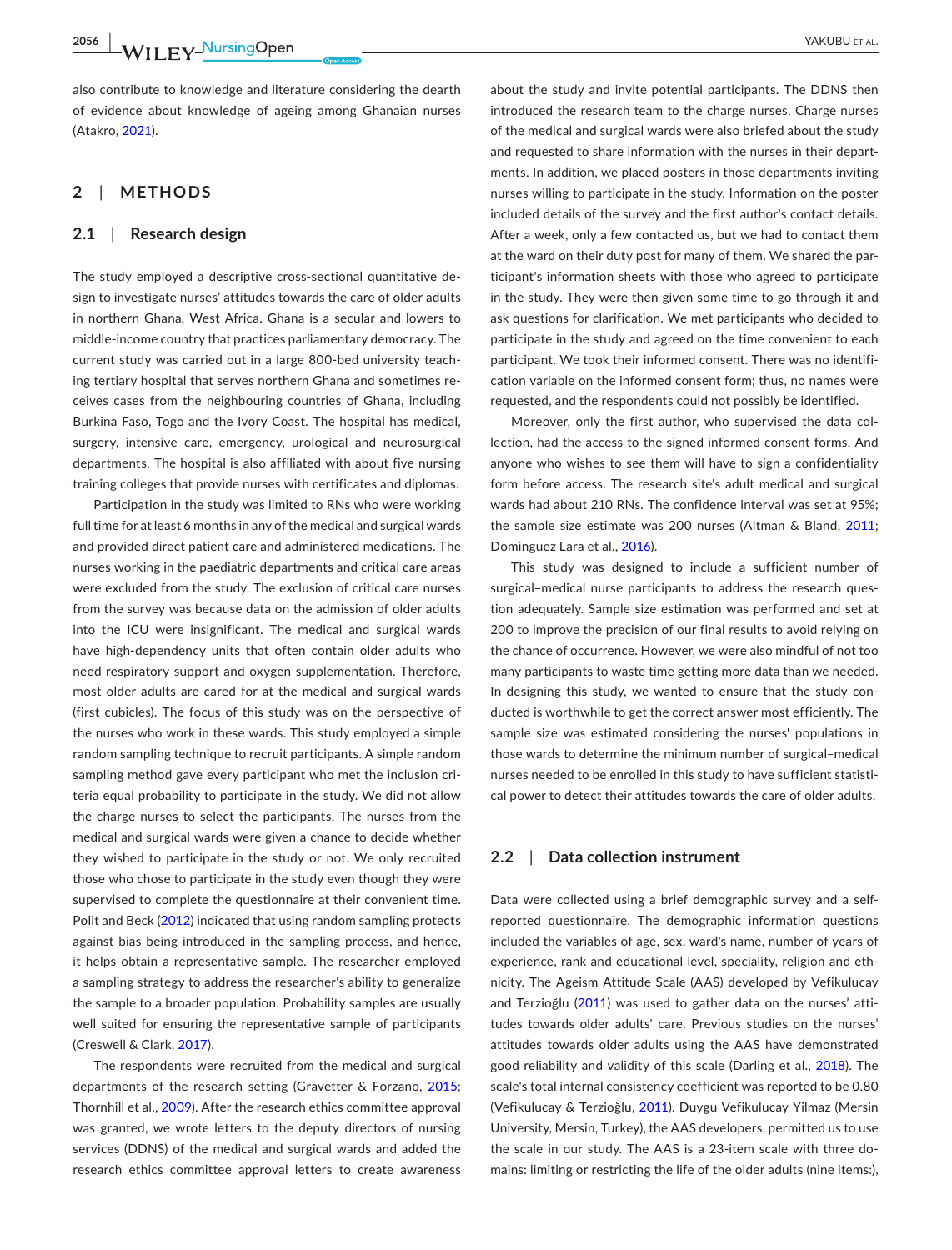also contribute to knowledge and literature considering the dearth of evidence about knowledge of ageing among Ghanaian nurses (Atakro, 2021).

## 2 | METHODS

### 2.1 | Research design

The study employed a descriptive cross-sectional quantitative design to investigate nurses' attitudes towards the care of older adults in northern Ghana, West Africa. Ghana is a secular and lowers to middle-income country that practices parliamentary democracy. The current study was carried out in a large 800-bed university teaching tertiary hospital that serves northern Ghana and sometimes receives cases from the neighbouring countries of Ghana, including Burkina Faso, Togo and the Ivory Coast. The hospital has medical, surgery, intensive care, emergency, urological and neurosurgical departments. The hospital is also affiliated with about five nursing training colleges that provide nurses with certificates and diplomas.

Participation in the study was limited to RNs who were working full time for at least 6 months in any of the medical and surgical wards and provided direct patient care and administered medications. The nurses working in the paediatric departments and critical care areas were excluded from the study. The exclusion of critical care nurses from the survey was because data on the admission of older adults into the ICU were insignificant. The medical and surgical wards have high-dependency units that often contain older adults who need respiratory support and oxygen supplementation. Therefore, most older adults are cared for at the medical and surgical wards (first cubicles). The focus of this study was on the perspective of the nurses who work in these wards. This study employed a simple random sampling technique to recruit participants. A simple random sampling method gave every participant who met the inclusion criteria equal probability to participate in the study. We did not allow the charge nurses to select the participants. The nurses from the medical and surgical wards were given a chance to decide whether they wished to participate in the study or not. We only recruited those who chose to participate in the study even though they were supervised to complete the questionnaire at their convenient time. Polit and Beck (2012) indicated that using random sampling protects against bias being introduced in the sampling process, and hence, it helps obtain a representative sample. The researcher employed a sampling strategy to address the researcher's ability to generalize the sample to a broader population. Probability samples are usually well suited for ensuring the representative sample of participants (Creswell & Clark, 2017).

The respondents were recruited from the medical and surgical departments of the research setting (Gravetter & Forzano, 2015; Thornhill et al., 2009). After the research ethics committee approval was granted, we wrote letters to the deputy directors of nursing services (DDNS) of the medical and surgical wards and added the research ethics committee approval letters to create awareness about the study and invite potential participants. The DDNS then introduced the research team to the charge nurses. Charge nurses of the medical and surgical wards were also briefed about the study and requested to share information with the nurses in their departments. In addition, we placed posters in those departments inviting nurses willing to participate in the study. Information on the poster included details of the survey and the first author's contact details. After a week, only a few contacted us, but we had to contact them at the ward on their duty post for many of them. We shared the participant's information sheets with those who agreed to participate in the study. They were then given some time to go through it and ask questions for clarification. We met participants who decided to participate in the study and agreed on the time convenient to each participant. We took their informed consent. There was no identification variable on the informed consent form; thus, no names were requested, and the respondents could not possibly be identified.

Moreover, only the first author, who supervised the data collection, had the access to the signed informed consent forms. And anyone who wishes to see them will have to sign a confidentiality form before access. The research site's adult medical and surgical wards had about 210 RNs. The confidence interval was set at 95%; the sample size estimate was 200 nurses (Altman & Bland, 2011; Dominguez Lara et al., 2016).

This study was designed to include a sufficient number of surgical–medical nurse participants to address the research question adequately. Sample size estimation was performed and set at 200 to improve the precision of our final results to avoid relying on the chance of occurrence. However, we were also mindful of not too many participants to waste time getting more data than we needed. In designing this study, we wanted to ensure that the study conducted is worthwhile to get the correct answer most efficiently. The sample size was estimated considering the nurses' populations in those wards to determine the minimum number of surgical–medical nurses needed to be enrolled in this study to have sufficient statistical power to detect their attitudes towards the care of older adults.

### 2.2 | Data collection instrument

Data were collected using a brief demographic survey and a self-reported questionnaire. The demographic information questions included the variables of age, sex, ward's name, number of years of experience, rank and educational level, speciality, religion and ethnicity. The Ageism Attitude Scale (AAS) developed by Vefikulucay and Terzioğlu (2011) was used to gather data on the nurses' attitudes towards older adults' care. Previous studies on the nurses' attitudes towards older adults using the AAS have demonstrated good reliability and validity of this scale (Darling et al., 2018). The scale's total internal consistency coefficient was reported to be 0.80 (Vefikulucay & Terzioğlu, 2011). Duygu Vefikulucay Yilmaz (Mersin University, Mersin, Turkey), the AAS developers, permitted us to use the scale in our study. The AAS is a 23-item scale with three domains: limiting or restricting the life of the older adults (nine items:),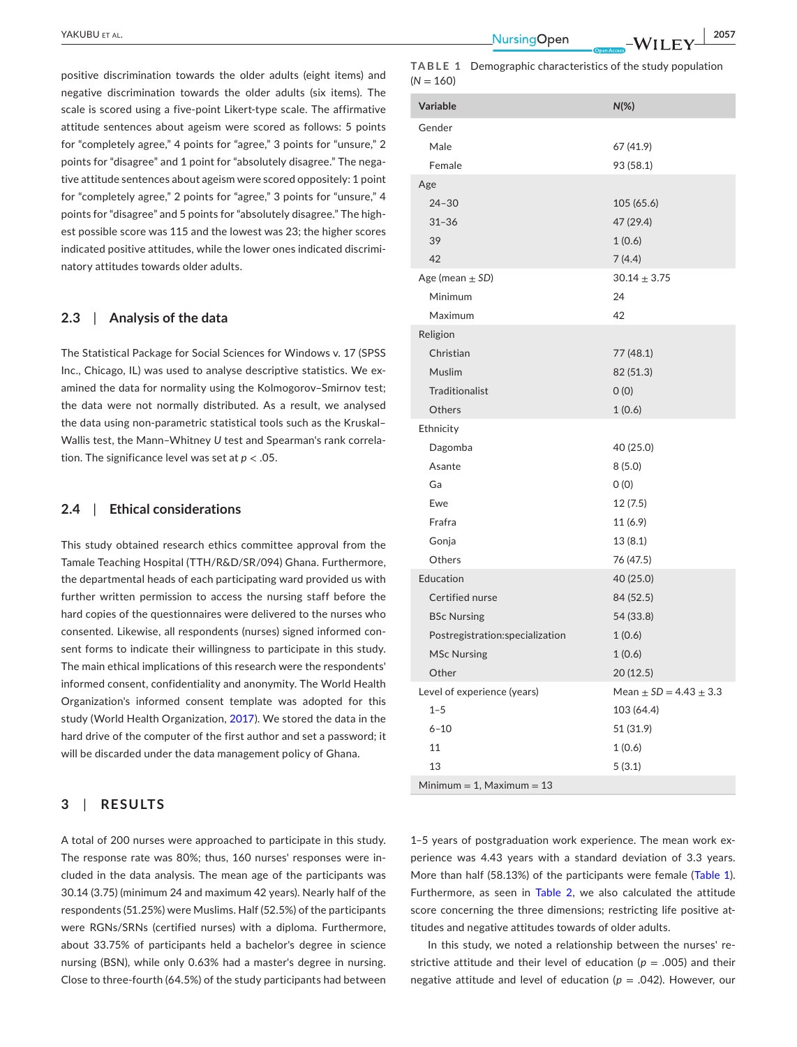positive discrimination towards the older adults (eight items) and negative discrimination towards the older adults (six items). The scale is scored using a five-point Likert-type scale. The affirmative attitude sentences about ageism were scored as follows: 5 points for "completely agree," 4 points for "agree," 3 points for "unsure," 2 points for "disagree" and 1 point for "absolutely disagree." The negative attitude sentences about ageism were scored oppositely: 1 point for "completely agree," 2 points for "agree," 3 points for "unsure," 4 points for "disagree" and 5 points for "absolutely disagree." The highest possible score was 115 and the lowest was 23; the higher scores indicated positive attitudes, while the lower ones indicated discriminatory attitudes towards older adults.

### 2.3 | Analysis of the data

The Statistical Package for Social Sciences for Windows v. 17 (SPSS Inc., Chicago, IL) was used to analyse descriptive statistics. We examined the data for normality using the Kolmogorov–Smirnov test; the data were not normally distributed. As a result, we analysed the data using non-parametric statistical tools such as the Kruskal–Wallis test, the Mann–Whitney *U* test and Spearman's rank correlation. The significance level was set at $p < .05$.

### 2.4 | Ethical considerations

This study obtained research ethics committee approval from the Tamale Teaching Hospital (TTH/R&D/SR/094) Ghana. Furthermore, the departmental heads of each participating ward provided us with further written permission to access the nursing staff before the hard copies of the questionnaires were delivered to the nurses who consented. Likewise, all respondents (nurses) signed informed consent forms to indicate their willingness to participate in this study. The main ethical implications of this research were the respondents' informed consent, confidentiality and anonymity. The World Health Organization's informed consent template was adopted for this study (World Health Organization, 2017). We stored the data in the hard drive of the computer of the first author and set a password; it will be discarded under the data management policy of Ghana.

**TABLE 1** Demographic characteristics of the study population ($N = 160$)

| Variable | N(%) |
|---|---|
| Gender | |
| Male | 67 (41.9) |
| Female | 93 (58.1) |
| Age | |
| 24–30 | 105 (65.6) |
| 31–36 | 47 (29.4) |
| 39 | 1 (0.6) |
| 42 | 7 (4.4) |
| Age (mean ± *SD*) | 30.14 ± 3.75 |
| Minimum | 24 |
| Maximum | 42 |
| Religion | |
| Christian | 77 (48.1) |
| Muslim | 82 (51.3) |
| Traditionalist | 0 (0) |
| Others | 1 (0.6) |
| Ethnicity | |
| Dagomba | 40 (25.0) |
| Asante | 8 (5.0) |
| Ga | 0 (0) |
| Ewe | 12 (7.5) |
| Frafra | 11 (6.9) |
| Gonja | 13 (8.1) |
| Others | 76 (47.5) |
| Education | 40 (25.0) |
| Certified nurse | 84 (52.5) |
| BSc Nursing | 54 (33.8) |
| Postregistration:specialization | 1 (0.6) |
| MSc Nursing | 1 (0.6) |
| Other | 20 (12.5) |
| Level of experience (years) | Mean ± *SD* = 4.43 ± 3.3 |
| 1–5 | 103 (64.4) |
| 6–10 | 51 (31.9) |
| 11 | 1 (0.6) |
| 13 | 5 (3.1) |
| Minimum = 1, Maximum = 13 | |

## 3 | RESULTS

A total of 200 nurses were approached to participate in this study. The response rate was 80%; thus, 160 nurses' responses were included in the data analysis. The mean age of the participants was 30.14 (3.75) (minimum 24 and maximum 42 years). Nearly half of the respondents (51.25%) were Muslims. Half (52.5%) of the participants were RGNs/SRNs (certified nurses) with a diploma. Furthermore, about 33.75% of participants held a bachelor's degree in science nursing (BSN), while only 0.63% had a master's degree in nursing. Close to three-fourth (64.5%) of the study participants had between 1–5 years of postgraduation work experience. The mean work experience was 4.43 years with a standard deviation of 3.3 years. More than half (58.13%) of the participants were female (Table 1). Furthermore, as seen in Table 2, we also calculated the attitude score concerning the three dimensions; restricting life positive attitudes and negative attitudes towards of older adults.

In this study, we noted a relationship between the nurses' restrictive attitude and their level of education ($p = .005$) and their negative attitude and level of education ($p = .042$). However, our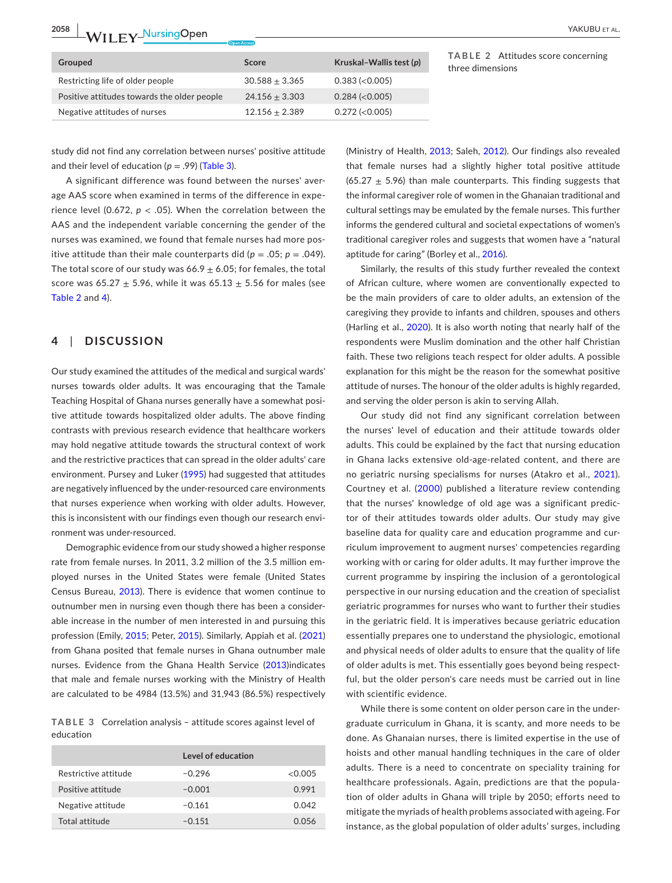| Grouped | Score | Kruskal–Wallis test (p) |
|---|---|---|
| Restricting life of older people | 30.588 ± 3.365 | 0.383 (<0.005) |
| Positive attitudes towards the older people | 24.156 ± 3.303 | 0.284 (<0.005) |
| Negative attitudes of nurses | 12.156 ± 2.389 | 0.272 (<0.005) |

**TABLE 2** Attitudes score concerning three dimensions

study did not find any correlation between nurses' positive attitude and their level of education ($p = .99$) (Table 3).

A significant difference was found between the nurses' average AAS score when examined in terms of the difference in experience level (0.672, $p < .05$). When the correlation between the AAS and the independent variable concerning the gender of the nurses was examined, we found that female nurses had more positive attitude than their male counterparts did ($p = .05$; $p = .049$). The total score of our study was 66.9 ± 6.05; for females, the total score was 65.27 ± 5.96, while it was 65.13 ± 5.56 for males (see Table 2 and 4).

## 4 | DISCUSSION

Our study examined the attitudes of the medical and surgical wards' nurses towards older adults. It was encouraging that the Tamale Teaching Hospital of Ghana nurses generally have a somewhat positive attitude towards hospitalized older adults. The above finding contrasts with previous research evidence that healthcare workers may hold negative attitude towards the structural context of work and the restrictive practices that can spread in the older adults' care environment. Pursey and Luker (1995) had suggested that attitudes are negatively influenced by the under-resourced care environments that nurses experience when working with older adults. However, this is inconsistent with our findings even though our research environment was under-resourced.

Demographic evidence from our study showed a higher response rate from female nurses. In 2011, 3.2 million of the 3.5 million employed nurses in the United States were female (United States Census Bureau, 2013). There is evidence that women continue to outnumber men in nursing even though there has been a considerable increase in the number of men interested in and pursuing this profession (Emily, 2015; Peter, 2015). Similarly, Appiah et al. (2021) from Ghana posited that female nurses in Ghana outnumber male nurses. Evidence from the Ghana Health Service (2013)indicates that male and female nurses working with the Ministry of Health are calculated to be 4984 (13.5%) and 31,943 (86.5%) respectively (Ministry of Health, 2013; Saleh, 2012). Our findings also revealed that female nurses had a slightly higher total positive attitude (65.27 ± 5.96) than male counterparts. This finding suggests that the informal caregiver role of women in the Ghanaian traditional and cultural settings may be emulated by the female nurses. This further informs the gendered cultural and societal expectations of women's traditional caregiver roles and suggests that women have a "natural aptitude for caring" (Borley et al., 2016).

**TABLE 3** Correlation analysis – attitude scores against level of education

| | Level of education | |
|---|---|---|
| Restrictive attitude | −0.296 | <0.005 |
| Positive attitude | −0.001 | 0.991 |
| Negative attitude | −0.161 | 0.042 |
| Total attitude | −0.151 | 0.056 |

Similarly, the results of this study further revealed the context of African culture, where women are conventionally expected to be the main providers of care to older adults, an extension of the caregiving they provide to infants and children, spouses and others (Harling et al., 2020). It is also worth noting that nearly half of the respondents were Muslim domination and the other half Christian faith. These two religions teach respect for older adults. A possible explanation for this might be the reason for the somewhat positive attitude of nurses. The honour of the older adults is highly regarded, and serving the older person is akin to serving Allah.

Our study did not find any significant correlation between the nurses' level of education and their attitude towards older adults. This could be explained by the fact that nursing education in Ghana lacks extensive old-age-related content, and there are no geriatric nursing specialisms for nurses (Atakro et al., 2021). Courtney et al. (2000) published a literature review contending that the nurses' knowledge of old age was a significant predictor of their attitudes towards older adults. Our study may give baseline data for quality care and education programme and curriculum improvement to augment nurses' competencies regarding working with or caring for older adults. It may further improve the current programme by inspiring the inclusion of a gerontological perspective in our nursing education and the creation of specialist geriatric programmes for nurses who want to further their studies in the geriatric field. It is imperatives because geriatric education essentially prepares one to understand the physiologic, emotional and physical needs of older adults to ensure that the quality of life of older adults is met. This essentially goes beyond being respectful, but the older person's care needs must be carried out in line with scientific evidence.

While there is some content on older person care in the undergraduate curriculum in Ghana, it is scanty, and more needs to be done. As Ghanaian nurses, there is limited expertise in the use of hoists and other manual handling techniques in the care of older adults. There is a need to concentrate on speciality training for healthcare professionals. Again, predictions are that the population of older adults in Ghana will triple by 2050; efforts need to mitigate the myriads of health problems associated with ageing. For instance, as the global population of older adults' surges, including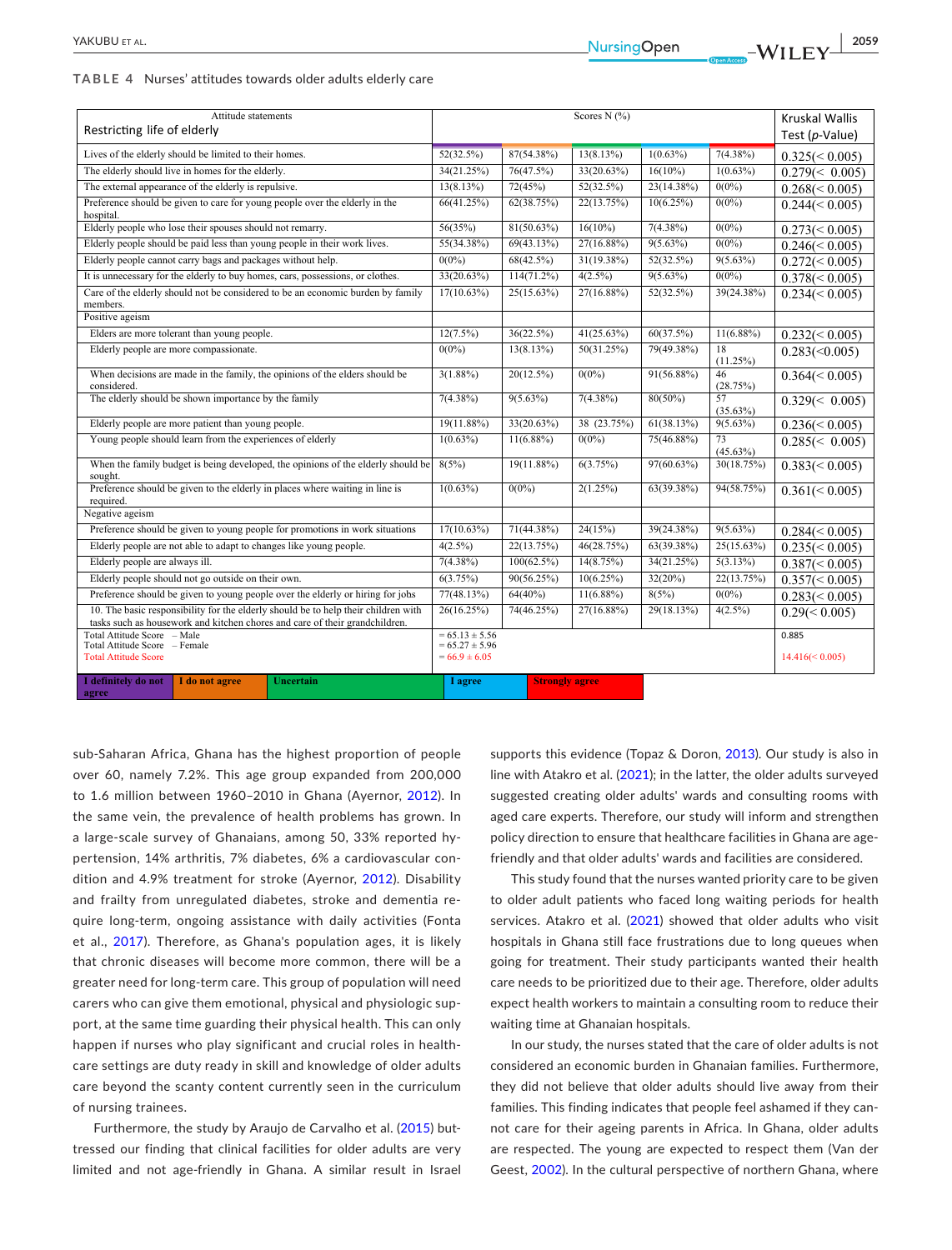**TABLE 4** Nurses' attitudes towards older adults elderly care

| Attitude statements | Scores N (%) | | | | | Kruskal Wallis Test (*p*-Value) |
|---|---|---|---|---|---|---|
| Restricting life of elderly | I definitely do not agree | I do not agree | Uncertain | I agree | Strongly agree | |
| Lives of the elderly should be limited to their homes. | 52(32.5%) | 87(54.38%) | 13(8.13%) | 1(0.63%) | 7(4.38%) | 0.325(< 0.005) |
| The elderly should live in homes for the elderly. | 34(21.25%) | 76(47.5%) | 33(20.63%) | 16(10%) | 1(0.63%) | 0.279(< 0.005) |
| The external appearance of the elderly is repulsive. | 13(8.13%) | 72(45%) | 52(32.5%) | 23(14.38%) | 0(0%) | 0.268(< 0.005) |
| Preference should be given to care for young people over the elderly in the hospital. | 66(41.25%) | 62(38.75%) | 22(13.75%) | 10(6.25%) | 0(0%) | 0.244(< 0.005) |
| Elderly people who lose their spouses should not remarry. | 56(35%) | 81(50.63%) | 16(10%) | 7(4.38%) | 0(0%) | 0.273(< 0.005) |
| Elderly people should be paid less than young people in their work lives. | 55(34.38%) | 69(43.13%) | 27(16.88%) | 9(5.63%) | 0(0%) | 0.246(< 0.005) |
| Elderly people cannot carry bags and packages without help. | 0(0%) | 68(42.5%) | 31(19.38%) | 52(32.5%) | 9(5.63%) | 0.272(< 0.005) |
| It is unnecessary for the elderly to buy homes, cars, possessions, or clothes. | 33(20.63%) | 114(71.2%) | 4(2.5%) | 9(5.63%) | 0(0%) | 0.378(< 0.005) |
| Care of the elderly should not be considered to be an economic burden by family members. | 17(10.63%) | 25(15.63%) | 27(16.88%) | 52(32.5%) | 39(24.38%) | 0.234(< 0.005) |
| Positive ageism | | | | | | |
| Elders are more tolerant than young people. | 12(7.5%) | 36(22.5%) | 41(25.63%) | 60(37.5%) | 11(6.88%) | 0.232(< 0.005) |
| Elderly people are more compassionate. | 0(0%) | 13(8.13%) | 50(31.25%) | 79(49.38%) | 18 (11.25%) | 0.283(<0.005) |
| When decisions are made in the family, the opinions of the elders should be considered. | 3(1.88%) | 20(12.5%) | 0(0%) | 91(56.88%) | 46 (28.75%) | 0.364(< 0.005) |
| The elderly should be shown importance by the family | 7(4.38%) | 9(5.63%) | 7(4.38%) | 80(50%) | 57 (35.63%) | 0.329(< 0.005) |
| Elderly people are more patient than young people. | 19(11.88%) | 33(20.63%) | 38 (23.75%) | 61(38.13%) | 9(5.63%) | 0.236(< 0.005) |
| Young people should learn from the experiences of elderly | 1(0.63%) | 11(6.88%) | 0(0%) | 75(46.88%) | 73 (45.63%) | 0.285(< 0.005) |
| When the family budget is being developed, the opinions of the elderly should be sought. | 8(5%) | 19(11.88%) | 6(3.75%) | 97(60.63%) | 30(18.75%) | 0.383(< 0.005) |
| Preference should be given to the elderly in places where waiting in line is required. | 1(0.63%) | 0(0%) | 2(1.25%) | 63(39.38%) | 94(58.75%) | 0.361(< 0.005) |
| Negative ageism | | | | | | |
| Preference should be given to young people for promotions in work situations | 17(10.63%) | 71(44.38%) | 24(15%) | 39(24.38%) | 9(5.63%) | 0.284(< 0.005) |
| Elderly people are not able to adapt to changes like young people. | 4(2.5%) | 22(13.75%) | 46(28.75%) | 63(39.38%) | 25(15.63%) | 0.235(< 0.005) |
| Elderly people are always ill. | 7(4.38%) | 100(62.5%) | 14(8.75%) | 34(21.25%) | 5(3.13%) | 0.387(< 0.005) |
| Elderly people should not go outside on their own. | 6(3.75%) | 90(56.25%) | 10(6.25%) | 32(20%) | 22(13.75%) | 0.357(< 0.005) |
| Preference should be given to young people over the elderly or hiring for jobs | 77(48.13%) | 64(40%) | 11(6.88%) | 8(5%) | 0(0%) | 0.283(< 0.005) |
| 10. The basic responsibility for the elderly should be to help their children with tasks such as housework and kitchen chores and care of their grandchildren. | 26(16.25%) | 74(46.25%) | 27(16.88%) | 29(18.13%) | 4(2.5%) | 0.29(< 0.005) |
| Total Attitude Score – Male | = 65.13 ± 5.56 | | | | | 0.885 |
| Total Attitude Score – Female | = 65.27 ± 5.96 | | | | | |
| Total Attitude Score | = 66.9 ± 6.05 | | | | | 14.416(< 0.005) |

sub-Saharan Africa, Ghana has the highest proportion of people over 60, namely 7.2%. This age group expanded from 200,000 to 1.6 million between 1960–2010 in Ghana (Ayernor, 2012). In the same vein, the prevalence of health problems has grown. In a large-scale survey of Ghanaians, among 50, 33% reported hypertension, 14% arthritis, 7% diabetes, 6% a cardiovascular condition and 4.9% treatment for stroke (Ayernor, 2012). Disability and frailty from unregulated diabetes, stroke and dementia require long-term, ongoing assistance with daily activities (Fonta et al., 2017). Therefore, as Ghana's population ages, it is likely that chronic diseases will become more common, there will be a greater need for long-term care. This group of population will need carers who can give them emotional, physical and physiologic support, at the same time guarding their physical health. This can only happen if nurses who play significant and crucial roles in healthcare settings are duty ready in skill and knowledge of older adults care beyond the scanty content currently seen in the curriculum of nursing trainees.

Furthermore, the study by Araujo de Carvalho et al. (2015) buttressed our finding that clinical facilities for older adults are very limited and not age-friendly in Ghana. A similar result in Israel supports this evidence (Topaz & Doron, 2013). Our study is also in line with Atakro et al. (2021); in the latter, the older adults surveyed suggested creating older adults' wards and consulting rooms with aged care experts. Therefore, our study will inform and strengthen policy direction to ensure that healthcare facilities in Ghana are age-friendly and that older adults' wards and facilities are considered.

This study found that the nurses wanted priority care to be given to older adult patients who faced long waiting periods for health services. Atakro et al. (2021) showed that older adults who visit hospitals in Ghana still face frustrations due to long queues when going for treatment. Their study participants wanted their health care needs to be prioritized due to their age. Therefore, older adults expect health workers to maintain a consulting room to reduce their waiting time at Ghanaian hospitals.

In our study, the nurses stated that the care of older adults is not considered an economic burden in Ghanaian families. Furthermore, they did not believe that older adults should live away from their families. This finding indicates that people feel ashamed if they cannot care for their ageing parents in Africa. In Ghana, older adults are respected. The young are expected to respect them (Van der Geest, 2002). In the cultural perspective of northern Ghana, where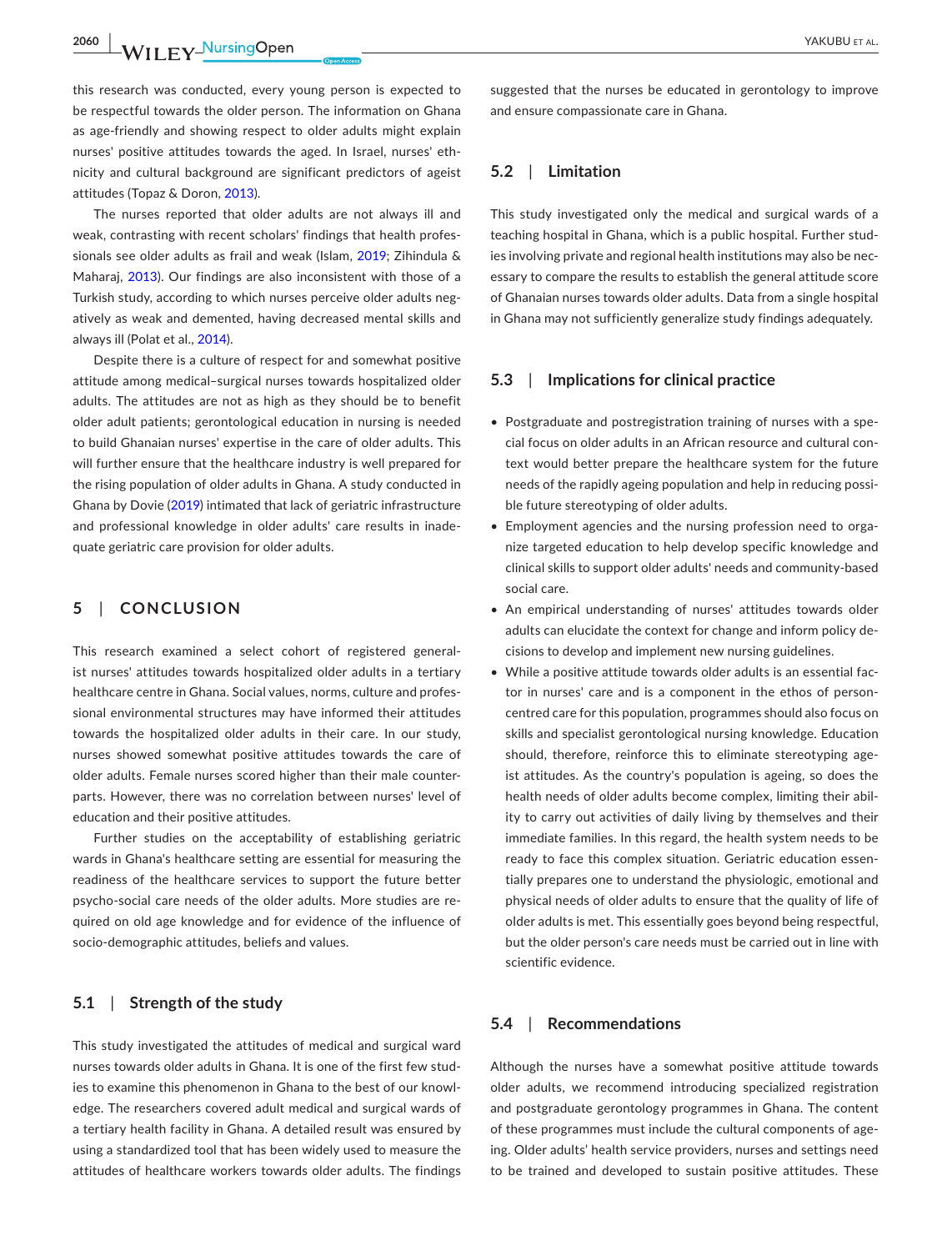this research was conducted, every young person is expected to be respectful towards the older person. The information on Ghana as age-friendly and showing respect to older adults might explain nurses' positive attitudes towards the aged. In Israel, nurses' ethnicity and cultural background are significant predictors of ageist attitudes (Topaz & Doron, 2013).

The nurses reported that older adults are not always ill and weak, contrasting with recent scholars' findings that health professionals see older adults as frail and weak (Islam, 2019; Zihindula & Maharaj, 2013). Our findings are also inconsistent with those of a Turkish study, according to which nurses perceive older adults negatively as weak and demented, having decreased mental skills and always ill (Polat et al., 2014).

Despite there is a culture of respect for and somewhat positive attitude among medical–surgical nurses towards hospitalized older adults. The attitudes are not as high as they should be to benefit older adult patients; gerontological education in nursing is needed to build Ghanaian nurses' expertise in the care of older adults. This will further ensure that the healthcare industry is well prepared for the rising population of older adults in Ghana. A study conducted in Ghana by Dovie (2019) intimated that lack of geriatric infrastructure and professional knowledge in older adults' care results in inadequate geriatric care provision for older adults.

# 5 | CONCLUSION

This research examined a select cohort of registered generalist nurses' attitudes towards hospitalized older adults in a tertiary healthcare centre in Ghana. Social values, norms, culture and professional environmental structures may have informed their attitudes towards the hospitalized older adults in their care. In our study, nurses showed somewhat positive attitudes towards the care of older adults. Female nurses scored higher than their male counterparts. However, there was no correlation between nurses' level of education and their positive attitudes.

Further studies on the acceptability of establishing geriatric wards in Ghana's healthcare setting are essential for measuring the readiness of the healthcare services to support the future better psycho-social care needs of the older adults. More studies are required on old age knowledge and for evidence of the influence of socio-demographic attitudes, beliefs and values.

## 5.1 | Strength of the study

This study investigated the attitudes of medical and surgical ward nurses towards older adults in Ghana. It is one of the first few studies to examine this phenomenon in Ghana to the best of our knowledge. The researchers covered adult medical and surgical wards of a tertiary health facility in Ghana. A detailed result was ensured by using a standardized tool that has been widely used to measure the attitudes of healthcare workers towards older adults. The findings suggested that the nurses be educated in gerontology to improve and ensure compassionate care in Ghana.

## 5.2 | Limitation

This study investigated only the medical and surgical wards of a teaching hospital in Ghana, which is a public hospital. Further studies involving private and regional health institutions may also be necessary to compare the results to establish the general attitude score of Ghanaian nurses towards older adults. Data from a single hospital in Ghana may not sufficiently generalize study findings adequately.

## 5.3 | Implications for clinical practice

- Postgraduate and postregistration training of nurses with a special focus on older adults in an African resource and cultural context would better prepare the healthcare system for the future needs of the rapidly ageing population and help in reducing possible future stereotyping of older adults.
- Employment agencies and the nursing profession need to organize targeted education to help develop specific knowledge and clinical skills to support older adults' needs and community-based social care.
- An empirical understanding of nurses' attitudes towards older adults can elucidate the context for change and inform policy decisions to develop and implement new nursing guidelines.
- While a positive attitude towards older adults is an essential factor in nurses' care and is a component in the ethos of person-centred care for this population, programmes should also focus on skills and specialist gerontological nursing knowledge. Education should, therefore, reinforce this to eliminate stereotyping ageist attitudes. As the country's population is ageing, so does the health needs of older adults become complex, limiting their ability to carry out activities of daily living by themselves and their immediate families. In this regard, the health system needs to be ready to face this complex situation. Geriatric education essentially prepares one to understand the physiologic, emotional and physical needs of older adults to ensure that the quality of life of older adults is met. This essentially goes beyond being respectful, but the older person's care needs must be carried out in line with scientific evidence.

## 5.4 | Recommendations

Although the nurses have a somewhat positive attitude towards older adults, we recommend introducing specialized registration and postgraduate gerontology programmes in Ghana. The content of these programmes must include the cultural components of ageing. Older adults' health service providers, nurses and settings need to be trained and developed to sustain positive attitudes. These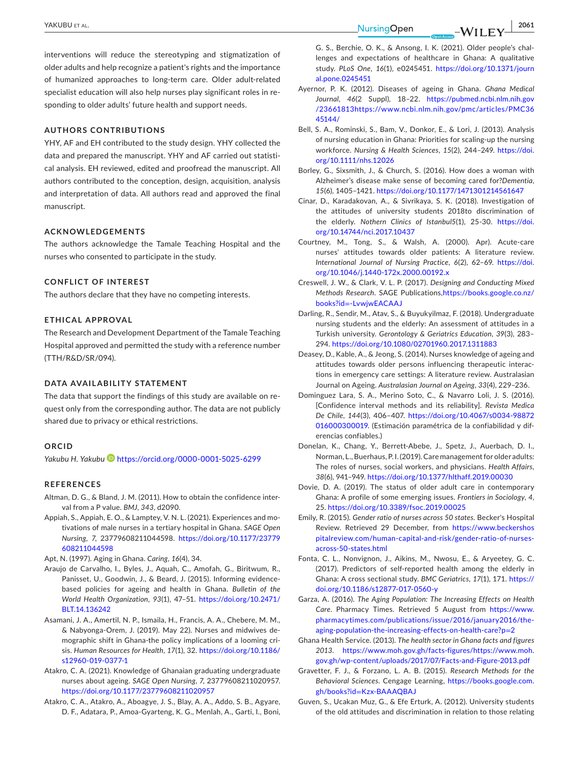interventions will reduce the stereotyping and stigmatization of older adults and help recognize a patient's rights and the importance of humanized approaches to long-term care. Older adult-related specialist education will also help nurses play significant roles in responding to older adults' future health and support needs.

## AUTHORS CONTRIBUTIONS

YHY, AF and EH contributed to the study design. YHY collected the data and prepared the manuscript. YHY and AF carried out statistical analysis. EH reviewed, edited and proofread the manuscript. All authors contributed to the conception, design, acquisition, analysis and interpretation of data. All authors read and approved the final manuscript.

## ACKNOWLEDGEMENTS

The authors acknowledge the Tamale Teaching Hospital and the nurses who consented to participate in the study.

## CONFLICT OF INTEREST

The authors declare that they have no competing interests.

## ETHICAL APPROVAL

The Research and Development Department of the Tamale Teaching Hospital approved and permitted the study with a reference number (TTH/R&D/SR/094).

## DATA AVAILABILITY STATEMENT

The data that support the findings of this study are available on request only from the corresponding author. The data are not publicly shared due to privacy or ethical restrictions.

## ORCID

*Yakubu H. Yakubu* https://orcid.org/0000-0001-5025-6299

## REFERENCES

Altman, D. G., & Bland, J. M. (2011). How to obtain the confidence interval from a P value. *BMJ*, *343*, d2090.

Appiah, S., Appiah, E. O., & Lamptey, V. N. L. (2021). Experiences and motivations of male nurses in a tertiary hospital in Ghana. *SAGE Open Nursing*, *7*, 23779608211044598. https://doi.org/10.1177/23779608211044598

Apt, N. (1997). Aging in Ghana. *Caring*, *16*(4), 34.

Araujo de Carvalho, I., Byles, J., Aquah, C., Amofah, G., Biritwum, R., Panisset, U., Goodwin, J., & Beard, J. (2015). Informing evidence-based policies for ageing and health in Ghana. *Bulletin of the World Health Organization*, *93*(1), 47–51. https://doi.org/10.2471/BLT.14.136242

Asamani, J. A., Amertil, N. P., Ismaila, H., Francis, A. A., Chebere, M. M., & Nabyonga-Orem, J. (2019). May 22). Nurses and midwives demographic shift in Ghana-the policy implications of a looming crisis. *Human Resources for Health*, *17*(1), 32. https://doi.org/10.1186/s12960-019-0377-1

Atakro, C. A. (2021). Knowledge of Ghanaian graduating undergraduate nurses about ageing. *SAGE Open Nursing*, *7*, 23779608211020957. https://doi.org/10.1177/23779608211020957

Atakro, C. A., Atakro, A., Aboagye, J. S., Blay, A. A., Addo, S. B., Agyare, D. F., Adatara, P., Amoa-Gyarteng, K. G., Menlah, A., Garti, I., Boni, G. S., Berchie, O. K., & Ansong, I. K. (2021). Older people's challenges and expectations of healthcare in Ghana: A qualitative study. *PLoS One*, *16*(1), e0245451. https://doi.org/10.1371/journal.pone.0245451

Ayernor, P. K. (2012). Diseases of ageing in Ghana. *Ghana Medical Journal*, *46*(2 Suppl), 18–22. https://pubmed.ncbi.nlm.nih.gov/23661813https://www.ncbi.nlm.nih.gov/pmc/articles/PMC3645144/

Bell, S. A., Rominski, S., Bam, V., Donkor, E., & Lori, J. (2013). Analysis of nursing education in Ghana: Priorities for scaling-up the nursing workforce. *Nursing & Health Sciences*, *15*(2), 244–249. https://doi.org/10.1111/nhs.12026

Borley, G., Sixsmith, J., & Church, S. (2016). How does a woman with Alzheimer's disease make sense of becoming cared for?*Dementia*, *15*(6), 1405–1421. https://doi.org/10.1177/1471301214561647

Cinar, D., Karadakovan, A., & Sivrikaya, S. K. (2018). Investigation of the attitudes of university students 2018to discrimination of the elderly. *Nothern Clinics of Istanbul5*(1), 25-30. https://doi.org/10.14744/nci.2017.10437

Courtney, M., Tong, S., & Walsh, A. (2000). Apr). Acute-care nurses' attitudes towards older patients: A literature review. *International Journal of Nursing Practice*, *6*(2), 62–69. https://doi.org/10.1046/j.1440-172x.2000.00192.x

Creswell, J. W., & Clark, V. L. P. (2017). *Designing and Conducting Mixed Methods Research*. SAGE Publications,https://books.google.co.nz/books?id=-LvwjwEACAAJ

Darling, R., Sendir, M., Atav, S., & Buyukyilmaz, F. (2018). Undergraduate nursing students and the elderly: An assessment of attitudes in a Turkish university. *Gerontology & Geriatrics Education*, *39*(3), 283–294. https://doi.org/10.1080/02701960.2017.1311883

Deasey, D., Kable, A., & Jeong, S. (2014). Nurses knowledge of ageing and attitudes towards older persons influencing therapeutic interactions in emergency care settings: A literature review. Australasian Journal on Ageing. *Australasian Journal on Ageing*, *33*(4), 229–236.

Dominguez Lara, S. A., Merino Soto, C., & Navarro Loli, J. S. (2016). [Confidence interval methods and its reliability]. *Revista Medica De Chile*, *144*(3), 406–407. https://doi.org/10.4067/s0034-98872016000300019. (Estimación paramétrica de la confiabilidad y diferencias confiables.)

Donelan, K., Chang, Y., Berrett-Abebe, J., Spetz, J., Auerbach, D. I., Norman, L., Buerhaus, P. I. (2019). Care management for older adults: The roles of nurses, social workers, and physicians. *Health Affairs*, *38*(6), 941–949. https://doi.org/10.1377/hlthaff.2019.00030

Dovie, D. A. (2019). The status of older adult care in contemporary Ghana: A profile of some emerging issues. *Frontiers in Sociology*, *4*, 25. https://doi.org/10.3389/fsoc.2019.00025

Emily, R. (2015). *Gender ratio of nurses across 50 states*. Becker's Hospital Review. Retrieved 29 December, from https://www.beckershospitalreview.com/human-capital-and-risk/gender-ratio-of-nurses-across-50-states.html

Fonta, C. L., Nonvignon, J., Aikins, M., Nwosu, E., & Aryeetey, G. C. (2017). Predictors of self-reported health among the elderly in Ghana: A cross sectional study. *BMC Geriatrics*, *17*(1), 171. https://doi.org/10.1186/s12877-017-0560-y

Garza, A. (2016). *The Aging Population: The Increasing Effects on Health Care*. Pharmacy Times. Retrieved 5 August from https://www.pharmacytimes.com/publications/issue/2016/january2016/the-aging-population-the-increasing-effects-on-health-care?p=2

Ghana Health Service. (2013). *The health sector in Ghana facts and figures 2013*. https://www.moh.gov.gh/facts-figures/https://www.moh.gov.gh/wp-content/uploads/2017/07/Facts-and-Figure-2013.pdf

Gravetter, F. J., & Forzano, L. A. B. (2015). *Research Methods for the Behavioral Sciences*. Cengage Learning, https://books.google.com.gh/books?id=Kzx-BAAAQBAJ

Guven, S., Ucakan Muz, G., & Efe Erturk, A. (2012). University students of the old attitudes and discrimination in relation to those relating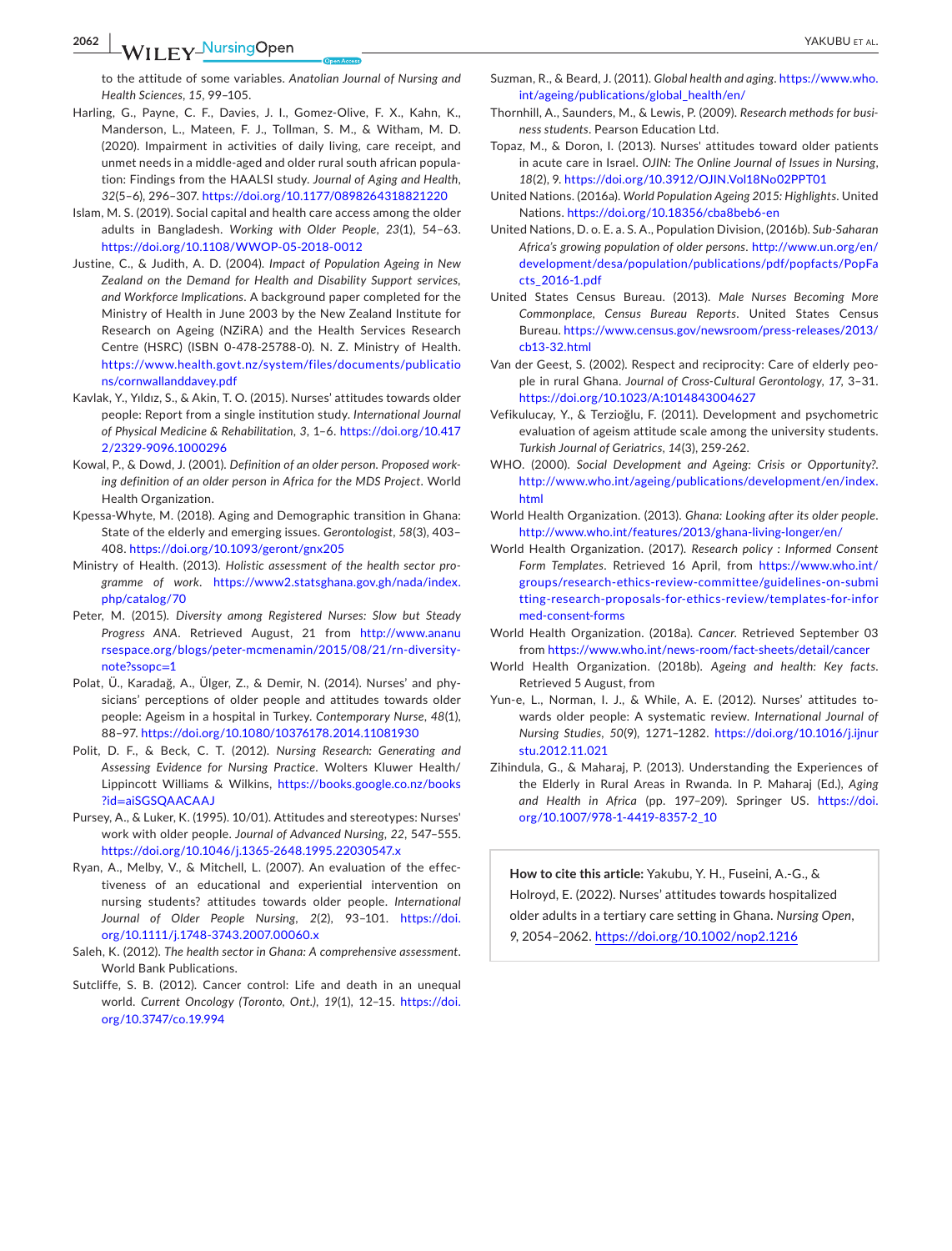to the attitude of some variables. *Anatolian Journal of Nursing and Health Sciences*, *15*, 99–105.

Harling, G., Payne, C. F., Davies, J. I., Gomez-Olive, F. X., Kahn, K., Manderson, L., Mateen, F. J., Tollman, S. M., & Witham, M. D. (2020). Impairment in activities of daily living, care receipt, and unmet needs in a middle-aged and older rural south african population: Findings from the HAALSI study. *Journal of Aging and Health*, *32*(5–6), 296–307. https://doi.org/10.1177/0898264318821220

Islam, M. S. (2019). Social capital and health care access among the older adults in Bangladesh. *Working with Older People*, *23*(1), 54–63. https://doi.org/10.1108/WWOP-05-2018-0012

Justine, C., & Judith, A. D. (2004). *Impact of Population Ageing in New Zealand on the Demand for Health and Disability Support services, and Workforce Implications*. A background paper completed for the Ministry of Health in June 2003 by the New Zealand Institute for Research on Ageing (NZiRA) and the Health Services Research Centre (HSRC) (ISBN 0-478-25788-0). N. Z. Ministry of Health. https://www.health.govt.nz/system/files/documents/publications/cornwallanddavey.pdf

Kavlak, Y., Yıldız, S., & Akin, T. O. (2015). Nurses' attitudes towards older people: Report from a single institution study. *International Journal of Physical Medicine & Rehabilitation*, *3*, 1–6. https://doi.org/10.4172/2329-9096.1000296

Kowal, P., & Dowd, J. (2001). *Definition of an older person. Proposed working definition of an older person in Africa for the MDS Project*. World Health Organization.

Kpessa-Whyte, M. (2018). Aging and Demographic transition in Ghana: State of the elderly and emerging issues. *Gerontologist*, *58*(3), 403–408. https://doi.org/10.1093/geront/gnx205

Ministry of Health. (2013). *Holistic assessment of the health sector programme of work*. https://www2.statsghana.gov.gh/nada/index.php/catalog/70

Peter, M. (2015). *Diversity among Registered Nurses: Slow but Steady Progress ANA*. Retrieved August, 21 from http://www.ananursespace.org/blogs/peter-mcmenamin/2015/08/21/rn-diversity-note?ssopc=1

Polat, Ü., Karadağ, A., Ülger, Z., & Demir, N. (2014). Nurses' and physicians' perceptions of older people and attitudes towards older people: Ageism in a hospital in Turkey. *Contemporary Nurse*, *48*(1), 88–97. https://doi.org/10.1080/10376178.2014.11081930

Polit, D. F., & Beck, C. T. (2012). *Nursing Research: Generating and Assessing Evidence for Nursing Practice*. Wolters Kluwer Health/Lippincott Williams & Wilkins, https://books.google.co.nz/books?id=aiSGSQAACAAJ

Pursey, A., & Luker, K. (1995). 10/01). Attitudes and stereotypes: Nurses' work with older people. *Journal of Advanced Nursing*, *22*, 547–555. https://doi.org/10.1046/j.1365-2648.1995.22030547.x

Ryan, A., Melby, V., & Mitchell, L. (2007). An evaluation of the effectiveness of an educational and experiential intervention on nursing students? attitudes towards older people. *International Journal of Older People Nursing*, *2*(2), 93–101. https://doi.org/10.1111/j.1748-3743.2007.00060.x

Saleh, K. (2012). *The health sector in Ghana: A comprehensive assessment*. World Bank Publications.

Sutcliffe, S. B. (2012). Cancer control: Life and death in an unequal world. *Current Oncology (Toronto, Ont.)*, *19*(1), 12–15. https://doi.org/10.3747/co.19.994

Suzman, R., & Beard, J. (2011). *Global health and aging*. https://www.who.int/ageing/publications/global_health/en/

Thornhill, A., Saunders, M., & Lewis, P. (2009). *Research methods for business students*. Pearson Education Ltd.

Topaz, M., & Doron, I. (2013). Nurses' attitudes toward older patients in acute care in Israel. *OJIN: The Online Journal of Issues in Nursing*, *18*(2), 9. https://doi.org/10.3912/OJIN.Vol18No02PPT01

United Nations. (2016a). *World Population Ageing 2015: Highlights*. United Nations. https://doi.org/10.18356/cba8beb6-en

United Nations, D. o. E. a. S. A., Population Division, (2016b). *Sub-Saharan Africa's growing population of older persons*. http://www.un.org/en/development/desa/population/publications/pdf/popfacts/PopFacts_2016-1.pdf

United States Census Bureau. (2013). *Male Nurses Becoming More Commonplace, Census Bureau Reports*. United States Census Bureau. https://www.census.gov/newsroom/press-releases/2013/cb13-32.html

Van der Geest, S. (2002). Respect and reciprocity: Care of elderly people in rural Ghana. *Journal of Cross-Cultural Gerontology*, *17*, 3–31. https://doi.org/10.1023/A:1014843004627

Vefikulucay, Y., & Terzioğlu, F. (2011). Development and psychometric evaluation of ageism attitude scale among the university students. *Turkish Journal of Geriatrics*, *14*(3), 259-262.

WHO. (2000). *Social Development and Ageing: Crisis or Opportunity?*. http://www.who.int/ageing/publications/development/en/index.html

World Health Organization. (2013). *Ghana: Looking after its older people*. http://www.who.int/features/2013/ghana-living-longer/en/

World Health Organization. (2017). *Research policy : Informed Consent Form Templates*. Retrieved 16 April, from https://www.who.int/groups/research-ethics-review-committee/guidelines-on-submitting-research-proposals-for-ethics-review/templates-for-informed-consent-forms

World Health Organization. (2018a). *Cancer*. Retrieved September 03 from https://www.who.int/news-room/fact-sheets/detail/cancer

World Health Organization. (2018b). *Ageing and health: Key facts*. Retrieved 5 August, from

Yun-e, L., Norman, I. J., & While, A. E. (2012). Nurses' attitudes towards older people: A systematic review. *International Journal of Nursing Studies*, *50*(9), 1271–1282. https://doi.org/10.1016/j.ijnurstu.2012.11.021

Zihindula, G., & Maharaj, P. (2013). Understanding the Experiences of the Elderly in Rural Areas in Rwanda. In P. Maharaj (Ed.), *Aging and Health in Africa* (pp. 197–209). Springer US. https://doi.org/10.1007/978-1-4419-8357-2_10

**How to cite this article:** Yakubu, Y. H., Fuseini, A.-G., & Holroyd, E. (2022). Nurses' attitudes towards hospitalized older adults in a tertiary care setting in Ghana. *Nursing Open*, *9*, 2054–2062. https://doi.org/10.1002/nop2.1216